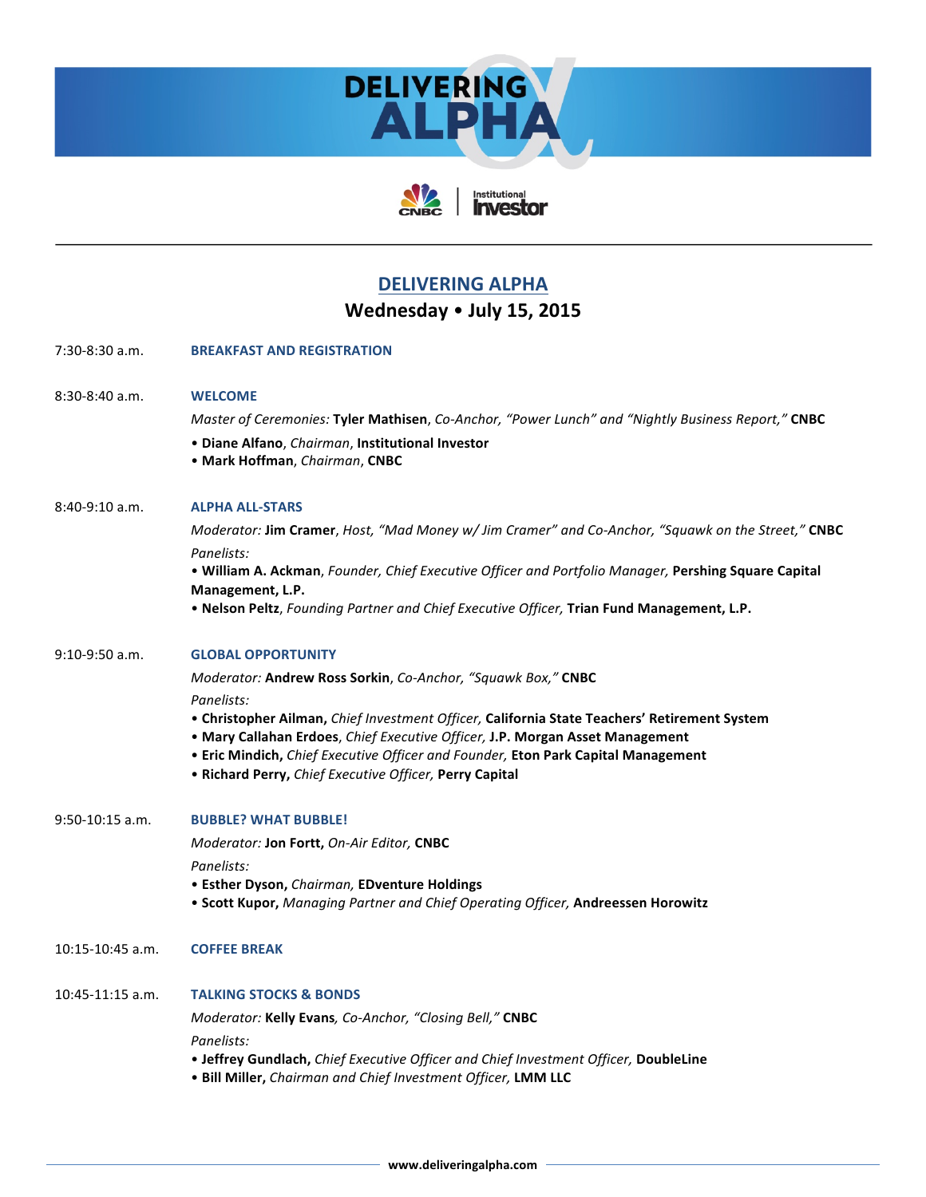# DELIVERING ALPHA

## Wednesday • July 15, 2015

**7:30-8:30 a.m.** — **BREAKFAST AND REGISTRATION**

**8:30-8:40 a.m.** — **WELCOME**

*Master of Ceremonies:* **Tyler Mathisen**, *Co-Anchor, "Power Lunch" and "Nightly Business Report,"* **CNBC**

- **Diane Alfano**, *Chairman*, **Institutional Investor**
- **Mark Hoffman**, *Chairman*, **CNBC**

**8:40-9:10 a.m.** — **ALPHA ALL-STARS**

*Moderator:* **Jim Cramer**, *Host, "Mad Money w/ Jim Cramer" and Co-Anchor, "Squawk on the Street,"* **CNBC**

*Panelists:*

- **William A. Ackman**, *Founder, Chief Executive Officer and Portfolio Manager,* **Pershing Square Capital Management, L.P.**
- **Nelson Peltz**, *Founding Partner and Chief Executive Officer,* **Trian Fund Management, L.P.**

**9:10-9:50 a.m.** — **GLOBAL OPPORTUNITY**

*Moderator:* **Andrew Ross Sorkin**, *Co-Anchor, "Squawk Box,"* **CNBC**

*Panelists:*

- **Christopher Ailman,** *Chief Investment Officer,* **California State Teachers' Retirement System**
- **Mary Callahan Erdoes**, *Chief Executive Officer,* **J.P. Morgan Asset Management**
- **Eric Mindich,** *Chief Executive Officer and Founder,* **Eton Park Capital Management**
- **Richard Perry,** *Chief Executive Officer,* **Perry Capital**

**9:50-10:15 a.m.** — **BUBBLE? WHAT BUBBLE!**

*Moderator:* **Jon Fortt,** *On-Air Editor,* **CNBC**

*Panelists:*

- **Esther Dyson,** *Chairman,* **EDventure Holdings**
- **Scott Kupor,** *Managing Partner and Chief Operating Officer,* **Andreessen Horowitz**

**10:15-10:45 a.m.** — **COFFEE BREAK**

**10:45-11:15 a.m.** — **TALKING STOCKS & BONDS**

*Moderator:* **Kelly Evans***, Co-Anchor, "Closing Bell,"* **CNBC**

*Panelists:*

- **Jeffrey Gundlach,** *Chief Executive Officer and Chief Investment Officer,* **DoubleLine**
- **Bill Miller,** *Chairman and Chief Investment Officer,* **LMM LLC**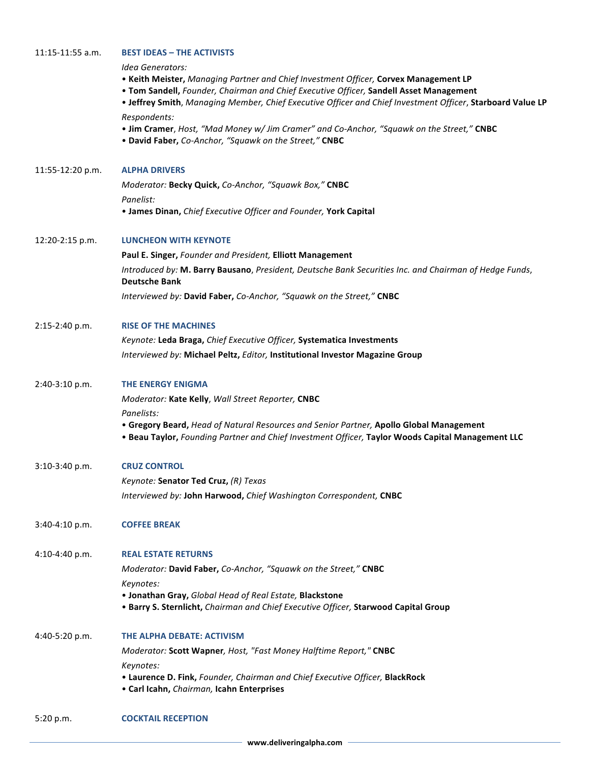11:15-11:55 a.m. **BEST IDEAS – THE ACTIVISTS**

*Idea Generators:*

- **Keith Meister,** *Managing Partner and Chief Investment Officer,* **Corvex Management LP**
- **Tom Sandell,** *Founder, Chairman and Chief Executive Officer,* **Sandell Asset Management**
- **Jeffrey Smith**, *Managing Member, Chief Executive Officer and Chief Investment Officer*, **Starboard Value LP**

*Respondents:*

- **Jim Cramer**, *Host, "Mad Money w/ Jim Cramer" and Co-Anchor, "Squawk on the Street,"* **CNBC**
- **David Faber,** *Co-Anchor, "Squawk on the Street,"* **CNBC**

11:55-12:20 p.m. **ALPHA DRIVERS**

*Moderator:* **Becky Quick,** *Co-Anchor, "Squawk Box,"* **CNBC**

*Panelist:*

- **James Dinan,** *Chief Executive Officer and Founder,* **York Capital**

12:20-2:15 p.m. **LUNCHEON WITH KEYNOTE**

**Paul E. Singer,** *Founder and President,* **Elliott Management**

*Introduced by:* **M. Barry Bausano**, *President, Deutsche Bank Securities Inc. and Chairman of Hedge Funds*, **Deutsche Bank**

*Interviewed by:* **David Faber,** *Co-Anchor, "Squawk on the Street,"* **CNBC**

2:15-2:40 p.m. **RISE OF THE MACHINES**

*Keynote:* **Leda Braga,** *Chief Executive Officer,* **Systematica Investments**

*Interviewed by:* **Michael Peltz,** *Editor,* **Institutional Investor Magazine Group**

2:40-3:10 p.m. **THE ENERGY ENIGMA**

*Moderator:* **Kate Kelly**, *Wall Street Reporter,* **CNBC**

*Panelists:*

- **Gregory Beard,** *Head of Natural Resources and Senior Partner,* **Apollo Global Management**
- **Beau Taylor,** *Founding Partner and Chief Investment Officer,* **Taylor Woods Capital Management LLC**

3:10-3:40 p.m. **CRUZ CONTROL**

*Keynote:* **Senator Ted Cruz,** *(R) Texas*

*Interviewed by:* **John Harwood,** *Chief Washington Correspondent,* **CNBC**

3:40-4:10 p.m. **COFFEE BREAK**

4:10-4:40 p.m. **REAL ESTATE RETURNS**

*Moderator:* **David Faber,** *Co-Anchor, "Squawk on the Street,"* **CNBC**

*Keynotes:*

- **Jonathan Gray,** *Global Head of Real Estate,* **Blackstone**
- **Barry S. Sternlicht,** *Chairman and Chief Executive Officer,* **Starwood Capital Group**

4:40-5:20 p.m. **THE ALPHA DEBATE: ACTIVISM**

*Moderator:* **Scott Wapner**, *Host, "Fast Money Halftime Report,"* **CNBC**

*Keynotes:*

- **Laurence D. Fink,** *Founder, Chairman and Chief Executive Officer,* **BlackRock**
- **Carl Icahn,** *Chairman,* **Icahn Enterprises**

5:20 p.m. **COCKTAIL RECEPTION**

**www.deliveringalpha.com**